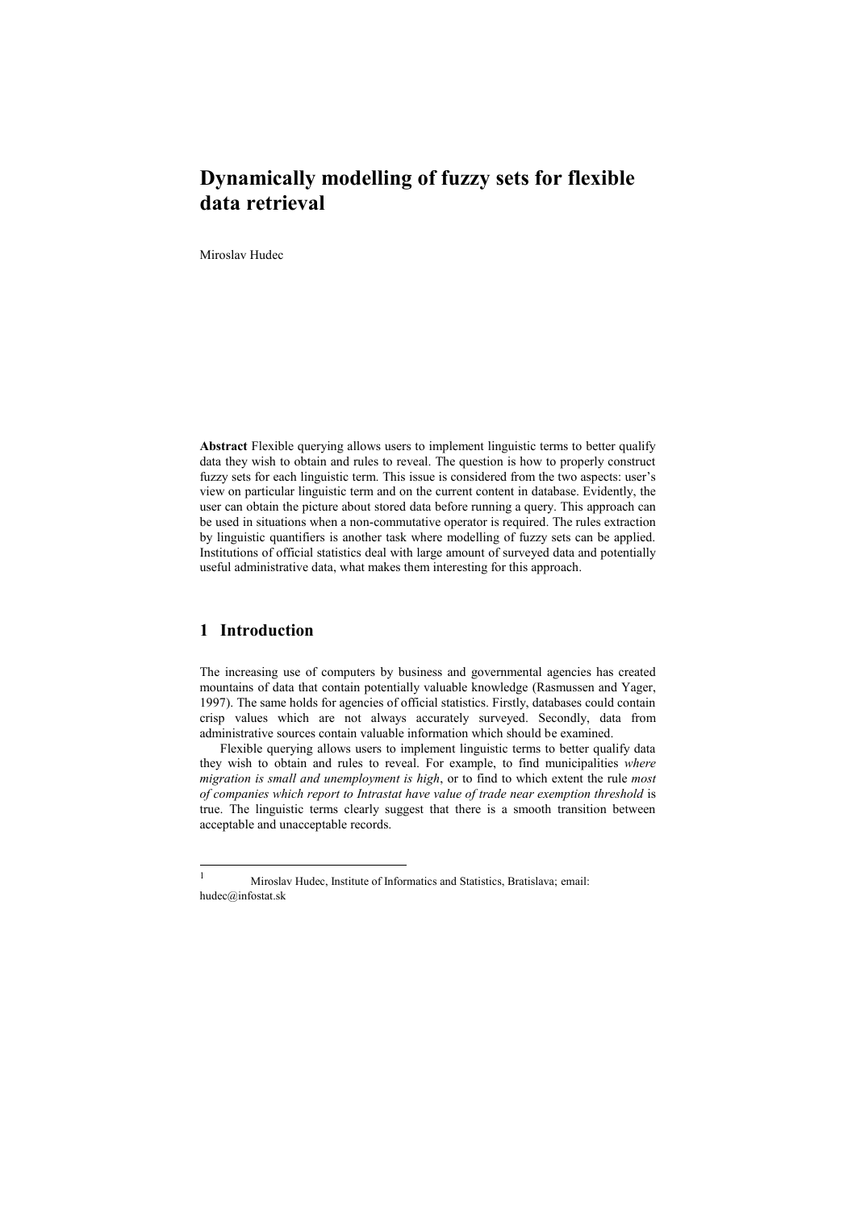# Dynamically modelling of fuzzy sets for flexible data retrieval

Miroslav Hudec

**Abstract** Flexible querying allows users to implement linguistic terms to better qualify data they wish to obtain and rules to reveal. The question is how to properly construct fuzzy sets for each linguistic term. This issue is considered from the two aspects: user's view on particular linguistic term and on the current content in database. Evidently, the user can obtain the picture about stored data before running a query. This approach can be used in situations when a non-commutative operator is required. The rules extraction by linguistic quantifiers is another task where modelling of fuzzy sets can be applied. Institutions of official statistics deal with large amount of surveyed data and potentially useful administrative data, what makes them interesting for this approach.

## 1 Introduction

The increasing use of computers by business and governmental agencies has created mountains of data that contain potentially valuable knowledge (Rasmussen and Yager, 1997). The same holds for agencies of official statistics. Firstly, databases could contain crisp values which are not always accurately surveyed. Secondly, data from administrative sources contain valuable information which should be examined.

Flexible querying allows users to implement linguistic terms to better qualify data they wish to obtain and rules to reveal. For example, to find municipalities *where migration is small and unemployment is high*, or to find to which extent the rule *most of companies which report to Intrastat have value of trade near exemption threshold* is true. The linguistic terms clearly suggest that there is a smooth transition between acceptable and unacceptable records.

[1] Miroslav Hudec, Institute of Informatics and Statistics, Bratislava; email: hudec@infostat.sk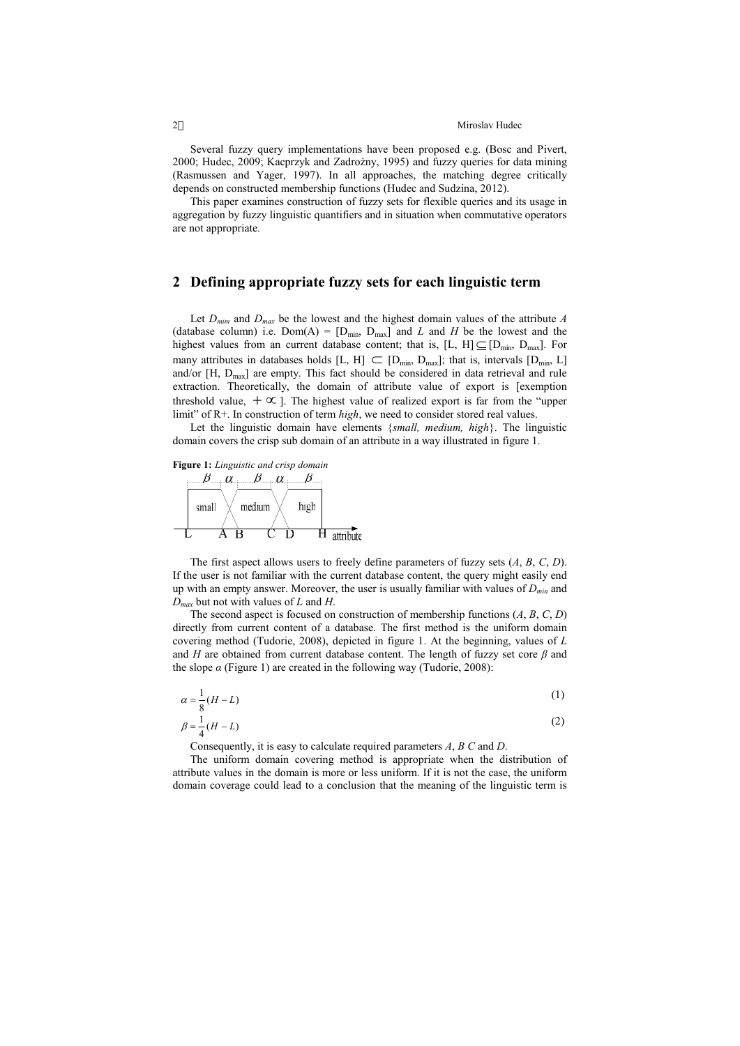Several fuzzy query implementations have been proposed e.g. (Bosc and Pivert, 2000; Hudec, 2009; Kacprzyk and Zadrożny, 1995) and fuzzy queries for data mining (Rasmussen and Yager, 1997). In all approaches, the matching degree critically depends on constructed membership functions (Hudec and Sudzina, 2012).

This paper examines construction of fuzzy sets for flexible queries and its usage in aggregation by fuzzy linguistic quantifiers and in situation when commutative operators are not appropriate.

## 2 Defining appropriate fuzzy sets for each linguistic term

Let $D_{mim}$ and $D_{max}$ be the lowest and the highest domain values of the attribute *A* (database column) i.e. Dom(A) = $[D_{min}, D_{max}]$ and *L* and *H* be the lowest and the highest values from an current database content; that is, $[L, H] \subseteq [D_{min}, D_{max}]$. For many attributes in databases holds $[L, H] \subset [D_{min}, D_{max}]$; that is, intervals $[D_{min}, L]$ and/or $[H, D_{max}]$ are empty. This fact should be considered in data retrieval and rule extraction. Theoretically, the domain of attribute value of export is [exemption threshold value, $+\infty$]. The highest value of realized export is far from the "upper limit" of R+. In construction of term *high*, we need to consider stored real values.

Let the linguistic domain have elements {*small, medium, high*}. The linguistic domain covers the crisp sub domain of an attribute in a way illustrated in figure 1.

**Figure 1:** *Linguistic and crisp domain*

The first aspect allows users to freely define parameters of fuzzy sets (*A*, *B*, *C*, *D*). If the user is not familiar with the current database content, the query might easily end up with an empty answer. Moreover, the user is usually familiar with values of $D_{min}$ and $D_{max}$ but not with values of *L* and *H*.

The second aspect is focused on construction of membership functions (*A*, *B*, *C*, *D*) directly from current content of a database. The first method is the uniform domain covering method (Tudorie, 2008), depicted in figure 1. At the beginning, values of *L* and *H* are obtained from current database content. The length of fuzzy set core *β* and the slope *α* (Figure 1) are created in the following way (Tudorie, 2008):

$$\alpha = \frac{1}{8}(H - L) \tag{1}$$

$$\beta = \frac{1}{4}(H - L) \tag{2}$$

Consequently, it is easy to calculate required parameters *A*, *B C* and *D*.

The uniform domain covering method is appropriate when the distribution of attribute values in the domain is more or less uniform. If it is not the case, the uniform domain coverage could lead to a conclusion that the meaning of the linguistic term is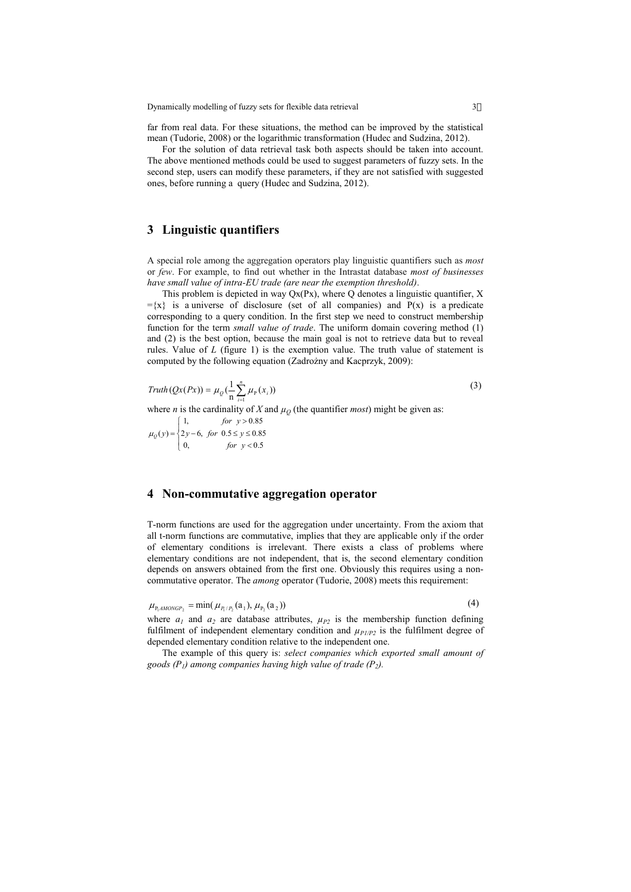far from real data. For these situations, the method can be improved by the statistical mean (Tudorie, 2008) or the logarithmic transformation (Hudec and Sudzina, 2012).

For the solution of data retrieval task both aspects should be taken into account. The above mentioned methods could be used to suggest parameters of fuzzy sets. In the second step, users can modify these parameters, if they are not satisfied with suggested ones, before running a query (Hudec and Sudzina, 2012).

## 3 Linguistic quantifiers

A special role among the aggregation operators play linguistic quantifiers such as *most* or *few*. For example, to find out whether in the Intrastat database *most of businesses have small value of intra-EU trade (are near the exemption threshold)*.

This problem is depicted in way Qx(Px), where Q denotes a linguistic quantifier, $X = \{x\}$ is a universe of disclosure (set of all companies) and P(x) is a predicate corresponding to a query condition. In the first step we need to construct membership function for the term *small value of trade*. The uniform domain covering method (1) and (2) is the best option, because the main goal is not to retrieve data but to reveal rules. Value of $L$ (figure 1) is the exemption value. The truth value of statement is computed by the following equation (Zadrożny and Kacprzyk, 2009):

$$Truth(Qx(Px)) = \mu_Q\left(\frac{1}{n}\sum_{i=1}^{n}\mu_P(x_i)\right) \tag{3}$$

where $n$ is the cardinality of $X$ and $\mu_Q$ (the quantifier *most*) might be given as:

$$\mu_Q(y) = \begin{cases} 1, & for \;\; y > 0.85 \\ 2y-6, & for \;\; 0.5 \le y \le 0.85 \\ 0, & for \;\; y < 0.5 \end{cases}$$

## 4 Non-commutative aggregation operator

T-norm functions are used for the aggregation under uncertainty. From the axiom that all t-norm functions are commutative, implies that they are applicable only if the order of elementary conditions is irrelevant. There exists a class of problems where elementary conditions are not independent, that is, the second elementary condition depends on answers obtained from the first one. Obviously this requires using a non-commutative operator. The *among* operator (Tudorie, 2008) meets this requirement:

$$\mu_{P_1 AMONG P_2} = \min(\mu_{P_1/P_2}(a_1), \mu_{P_2}(a_2)) \tag{4}$$

where $a_1$ and $a_2$ are database attributes, $\mu_{P2}$ is the membership function defining fulfilment of independent elementary condition and $\mu_{P1/P2}$ is the fulfilment degree of depended elementary condition relative to the independent one.

The example of this query is: *select companies which exported small amount of goods ($P_1$) among companies having high value of trade ($P_2$).*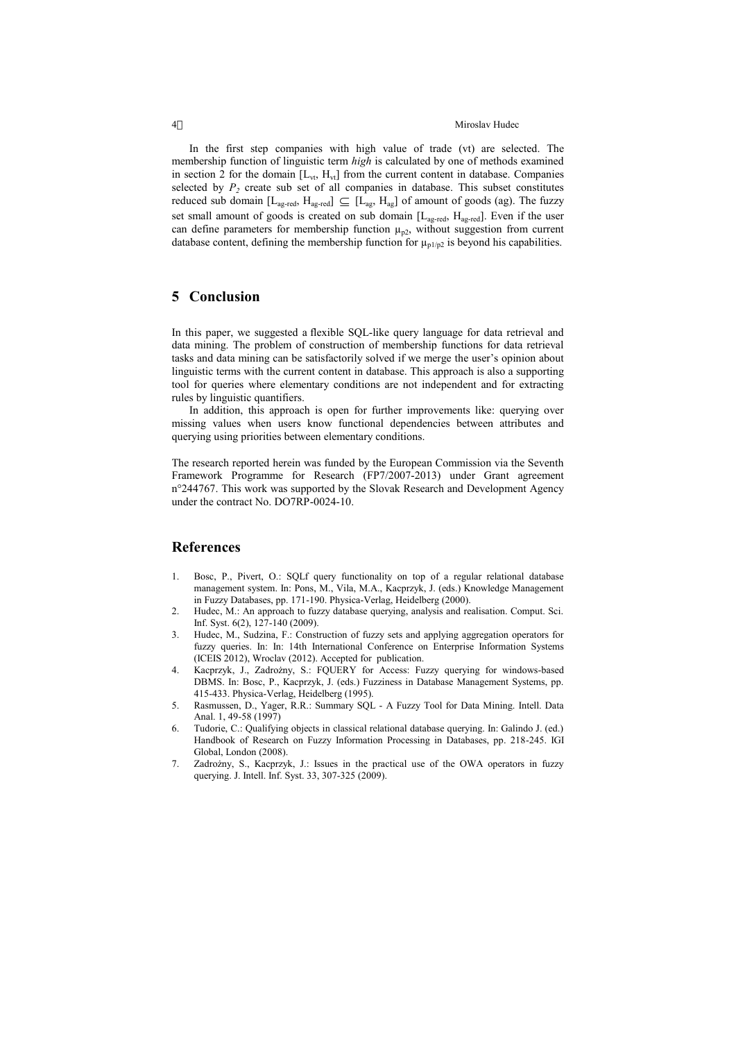In the first step companies with high value of trade (vt) are selected. The membership function of linguistic term *high* is calculated by one of methods examined in section 2 for the domain $[L_{vt}, H_{vt}]$ from the current content in database. Companies selected by $P_2$ create sub set of all companies in database. This subset constitutes reduced sub domain $[L_{ag\text{-}red}, H_{ag\text{-}red}] \subseteq [L_{ag}, H_{ag}]$ of amount of goods (ag). The fuzzy set small amount of goods is created on sub domain $[L_{ag\text{-}red}, H_{ag\text{-}red}]$. Even if the user can define parameters for membership function $\mu_{p2}$, without suggestion from current database content, defining the membership function for $\mu_{p1/p2}$ is beyond his capabilities.

## 5 Conclusion

In this paper, we suggested a flexible SQL-like query language for data retrieval and data mining. The problem of construction of membership functions for data retrieval tasks and data mining can be satisfactorily solved if we merge the user's opinion about linguistic terms with the current content in database. This approach is also a supporting tool for queries where elementary conditions are not independent and for extracting rules by linguistic quantifiers.

In addition, this approach is open for further improvements like: querying over missing values when users know functional dependencies between attributes and querying using priorities between elementary conditions.

The research reported herein was funded by the European Commission via the Seventh Framework Programme for Research (FP7/2007-2013) under Grant agreement n°244767. This work was supported by the Slovak Research and Development Agency under the contract No. DO7RP-0024-10.

## References

1. Bosc, P., Pivert, O.: SQLf query functionality on top of a regular relational database management system. In: Pons, M., Vila, M.A., Kacprzyk, J. (eds.) Knowledge Management in Fuzzy Databases, pp. 171-190. Physica-Verlag, Heidelberg (2000).
2. Hudec, M.: An approach to fuzzy database querying, analysis and realisation. Comput. Sci. Inf. Syst. 6(2), 127-140 (2009).
3. Hudec, M., Sudzina, F.: Construction of fuzzy sets and applying aggregation operators for fuzzy queries. In: In: 14th International Conference on Enterprise Information Systems (ICEIS 2012), Wroclav (2012). Accepted for publication.
4. Kacprzyk, J., Zadrożny, S.: FQUERY for Access: Fuzzy querying for windows-based DBMS. In: Bosc, P., Kacprzyk, J. (eds.) Fuzziness in Database Management Systems, pp. 415-433. Physica-Verlag, Heidelberg (1995).
5. Rasmussen, D., Yager, R.R.: Summary SQL - A Fuzzy Tool for Data Mining. Intell. Data Anal. 1, 49-58 (1997)
6. Tudorie, C.: Qualifying objects in classical relational database querying. In: Galindo J. (ed.) Handbook of Research on Fuzzy Information Processing in Databases, pp. 218-245. IGI Global, London (2008).
7. Zadrożny, S., Kacprzyk, J.: Issues in the practical use of the OWA operators in fuzzy querying. J. Intell. Inf. Syst. 33, 307-325 (2009).